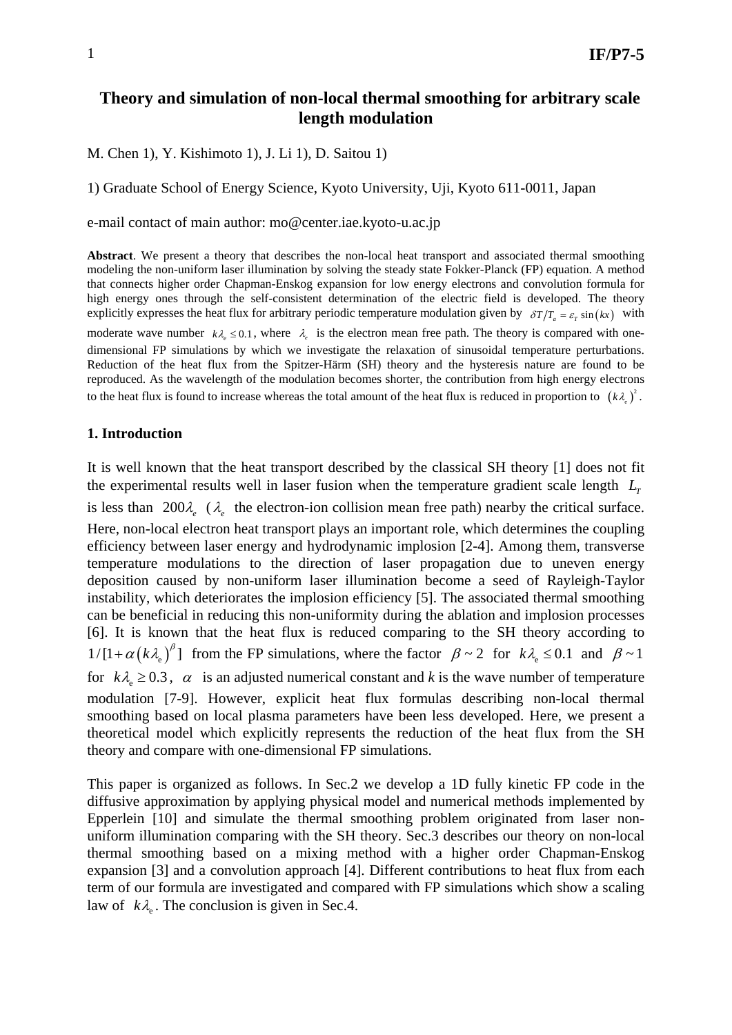# Theory and simulation of non-local thermal smoothing for arbitrary scale length modulation

M. Chen 1), Y. Kishimoto 1), J. Li 1), D. Saitou 1)

1) Graduate School of Energy Science, Kyoto University, Uji, Kyoto 611-0011, Japan

e-mail contact of main author: mo@center.iae.kyoto-u.ac.jp

**Abstract**. We present a theory that describes the non-local heat transport and associated thermal smoothing modeling the non-uniform laser illumination by solving the steady state Fokker-Planck (FP) equation. A method that connects higher order Chapman-Enskog expansion for low energy electrons and convolution formula for high energy ones through the self-consistent determination of the electric field is developed. The theory explicitly expresses the heat flux for arbitrary periodic temperature modulation given by $\delta T/T_a = \varepsilon_T \sin(kx)$ with moderate wave number $k\lambda_e \leq 0.1$, where $\lambda_e$ is the electron mean free path. The theory is compared with one-dimensional FP simulations by which we investigate the relaxation of sinusoidal temperature perturbations. Reduction of the heat flux from the Spitzer-Härm (SH) theory and the hysteresis nature are found to be reproduced. As the wavelength of the modulation becomes shorter, the contribution from high energy electrons to the heat flux is found to increase whereas the total amount of the heat flux is reduced in proportion to $(k\lambda_e)^2$.

## 1. Introduction

It is well known that the heat transport described by the classical SH theory [1] does not fit the experimental results well in laser fusion when the temperature gradient scale length $L_T$ is less than $200\lambda_e$ ($\lambda_e$ the electron-ion collision mean free path) nearby the critical surface. Here, non-local electron heat transport plays an important role, which determines the coupling efficiency between laser energy and hydrodynamic implosion [2-4]. Among them, transverse temperature modulations to the direction of laser propagation due to uneven energy deposition caused by non-uniform laser illumination become a seed of Rayleigh-Taylor instability, which deteriorates the implosion efficiency [5]. The associated thermal smoothing can be beneficial in reducing this non-uniformity during the ablation and implosion processes [6]. It is known that the heat flux is reduced comparing to the SH theory according to $1/[1+\alpha(k\lambda_e)^\beta]$ from the FP simulations, where the factor $\beta \sim 2$ for $k\lambda_e \leq 0.1$ and $\beta \sim 1$ for $k\lambda_e \geq 0.3$, $\alpha$ is an adjusted numerical constant and $k$ is the wave number of temperature modulation [7-9]. However, explicit heat flux formulas describing non-local thermal smoothing based on local plasma parameters have been less developed. Here, we present a theoretical model which explicitly represents the reduction of the heat flux from the SH theory and compare with one-dimensional FP simulations.

This paper is organized as follows. In Sec.2 we develop a 1D fully kinetic FP code in the diffusive approximation by applying physical model and numerical methods implemented by Epperlein [10] and simulate the thermal smoothing problem originated from laser non-uniform illumination comparing with the SH theory. Sec.3 describes our theory on non-local thermal smoothing based on a mixing method with a higher order Chapman-Enskog expansion [3] and a convolution approach [4]. Different contributions to heat flux from each term of our formula are investigated and compared with FP simulations which show a scaling law of $k\lambda_e$. The conclusion is given in Sec.4.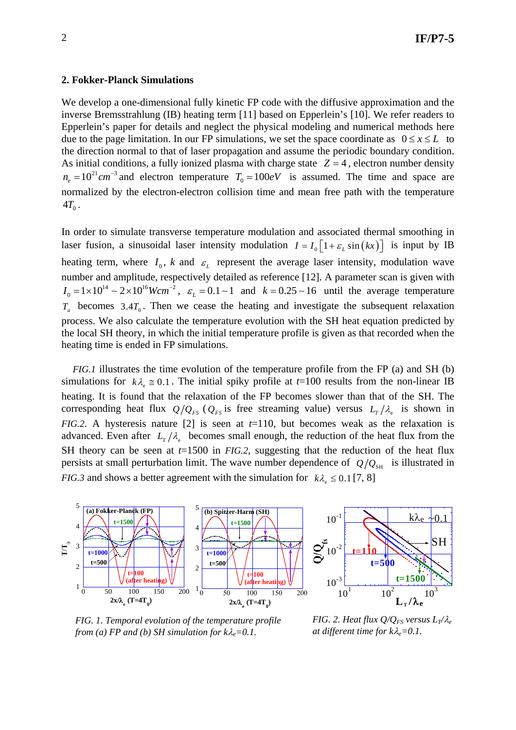## 2. Fokker-Planck Simulations

We develop a one-dimensional fully kinetic FP code with the diffusive approximation and the inverse Bremsstrahlung (IB) heating term [11] based on Epperlein's [10]. We refer readers to Epperlein's paper for details and neglect the physical modeling and numerical methods here due to the page limitation. In our FP simulations, we set the space coordinate as $0 \le x \le L$ to the direction normal to that of laser propagation and assume the periodic boundary condition. As initial conditions, a fully ionized plasma with charge state $Z = 4$, electron number density $n_e = 10^{21} cm^{-3}$ and electron temperature $T_0 = 100 eV$ is assumed. The time and space are normalized by the electron-electron collision time and mean free path with the temperature $4T_0$.

In order to simulate transverse temperature modulation and associated thermal smoothing in laser fusion, a sinusoidal laser intensity modulation $I = I_0 \left[1 + \varepsilon_L \sin(kx)\right]$ is input by IB heating term, where $I_0$, $k$ and $\varepsilon_L$ represent the average laser intensity, modulation wave number and amplitude, respectively detailed as reference [12]. A parameter scan is given with $I_0 = 1\times10^{14} \sim 2\times10^{16} Wcm^{-2}$, $\varepsilon_L = 0.1 \sim 1$ and $k = 0.25 \sim 16$ until the average temperature $T_a$ becomes $3.4T_0$. Then we cease the heating and investigate the subsequent relaxation process. We also calculate the temperature evolution with the SH heat equation predicted by the local SH theory, in which the initial temperature profile is given as that recorded when the heating time is ended in FP simulations.

*FIG.1* illustrates the time evolution of the temperature profile from the FP (a) and SH (b) simulations for $k\lambda_e \cong 0.1$. The initial spiky profile at *t*=100 results from the non-linear IB heating. It is found that the relaxation of the FP becomes slower than that of the SH. The corresponding heat flux $Q/Q_{FS}$ ($Q_{FS}$ is free streaming value) versus $L_T/\lambda_e$ is shown in *FIG.2*. A hysteresis nature [2] is seen at *t*=110, but becomes weak as the relaxation is advanced. Even after $L_T/\lambda_e$ becomes small enough, the reduction of the heat flux from the SH theory can be seen at *t*=1500 in *FIG.2*, suggesting that the reduction of the heat flux persists at small perturbation limit. The wave number dependence of $Q/Q_{SH}$ is illustrated in *FIG.3* and shows a better agreement with the simulation for $k\lambda_e \le 0.1$ [7, 8]

*FIG. 1. Temporal evolution of the temperature profile from (a) FP and (b) SH simulation for $k\lambda_e$=0.1.*

*FIG. 2. Heat flux $Q/Q_{FS}$ versus $L_T/\lambda_e$ at different time for $k\lambda_e$=0.1.*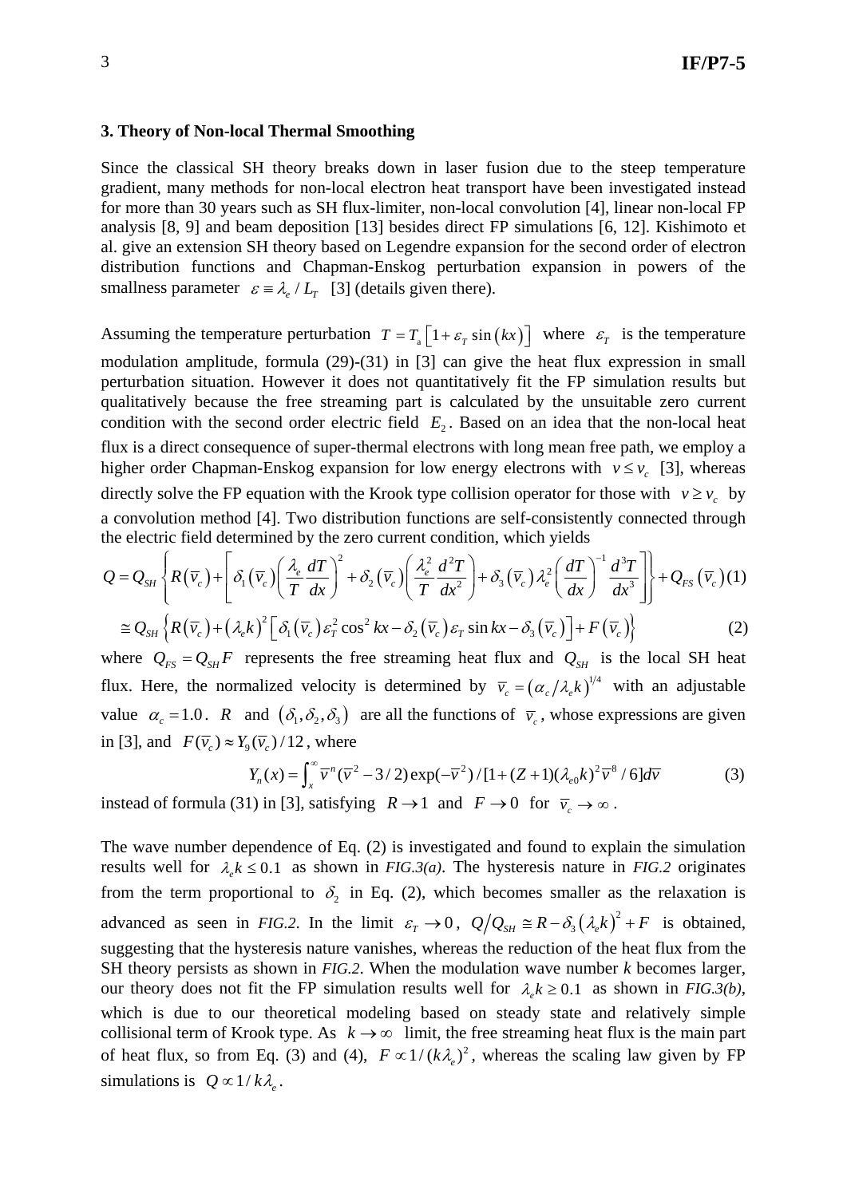### 3. Theory of Non-local Thermal Smoothing

Since the classical SH theory breaks down in laser fusion due to the steep temperature gradient, many methods for non-local electron heat transport have been investigated instead for more than 30 years such as SH flux-limiter, non-local convolution [4], linear non-local FP analysis [8, 9] and beam deposition [13] besides direct FP simulations [6, 12]. Kishimoto et al. give an extension SH theory based on Legendre expansion for the second order of electron distribution functions and Chapman-Enskog perturbation expansion in powers of the smallness parameter $\varepsilon \equiv \lambda_e / L_T$ [3] (details given there).

Assuming the temperature perturbation $T = T_a\left[1+\varepsilon_T \sin(kx)\right]$ where $\varepsilon_T$ is the temperature modulation amplitude, formula (29)-(31) in [3] can give the heat flux expression in small perturbation situation. However it does not quantitatively fit the FP simulation results but qualitatively because the free streaming part is calculated by the unsuitable zero current condition with the second order electric field $E_2$. Based on an idea that the non-local heat flux is a direct consequence of super-thermal electrons with long mean free path, we employ a higher order Chapman-Enskog expansion for low energy electrons with $v \le v_c$ [3], whereas directly solve the FP equation with the Krook type collision operator for those with $v \ge v_c$ by a convolution method [4]. Two distribution functions are self-consistently connected through the electric field determined by the zero current condition, which yields

$$Q = Q_{SH}\left\{R(\bar{v}_c)+\left[\delta_1(\bar{v}_c)\left(\frac{\lambda_e}{T}\frac{dT}{dx}\right)^2+\delta_2(\bar{v}_c)\left(\frac{\lambda_e^2}{T}\frac{d^2T}{dx^2}\right)+\delta_3(\bar{v}_c)\lambda_e^2\left(\frac{dT}{dx}\right)^{-1}\frac{d^3T}{dx^3}\right]\right\}+Q_{FS}(\bar{v}_c) \quad (1)$$

$$\cong Q_{SH}\left\{R(\bar{v}_c)+(\lambda_e k)^2\left[\delta_1(\bar{v}_c)\varepsilon_T^2\cos^2 kx-\delta_2(\bar{v}_c)\varepsilon_T\sin kx-\delta_3(\bar{v}_c)\right]+F(\bar{v}_c)\right\} \quad (2)$$

where $Q_{FS} = Q_{SH}F$ represents the free streaming heat flux and $Q_{SH}$ is the local SH heat flux. Here, the normalized velocity is determined by $\bar{v}_c = (\alpha_c/\lambda_e k)^{1/4}$ with an adjustable value $\alpha_c = 1.0$. $R$ and $(\delta_1, \delta_2, \delta_3)$ are all the functions of $\bar{v}_c$, whose expressions are given in [3], and $F(\bar{v}_c) \approx Y_9(\bar{v}_c)/12$, where

$$Y_n(x) = \int_x^\infty \bar{v}^n(\bar{v}^2-3/2)\exp(-\bar{v}^2)/[1+(Z+1)(\lambda_{e0}k)^2\bar{v}^8/6]d\bar{v} \quad (3)$$

instead of formula (31) in [3], satisfying $R \to 1$ and $F \to 0$ for $\bar{v}_c \to \infty$.

The wave number dependence of Eq. (2) is investigated and found to explain the simulation results well for $\lambda_e k \le 0.1$ as shown in *FIG.3(a)*. The hysteresis nature in *FIG.2* originates from the term proportional to $\delta_2$ in Eq. (2), which becomes smaller as the relaxation is advanced as seen in *FIG.2*. In the limit $\varepsilon_T \to 0$, $Q/Q_{SH} \cong R - \delta_3(\lambda_e k)^2 + F$ is obtained, suggesting that the hysteresis nature vanishes, whereas the reduction of the heat flux from the SH theory persists as shown in *FIG.2*. When the modulation wave number *k* becomes larger, our theory does not fit the FP simulation results well for $\lambda_e k \ge 0.1$ as shown in *FIG.3(b)*, which is due to our theoretical modeling based on steady state and relatively simple collisional term of Krook type. As $k \to \infty$ limit, the free streaming heat flux is the main part of heat flux, so from Eq. (3) and (4), $F \propto 1/(k\lambda_e)^2$, whereas the scaling law given by FP simulations is $Q \propto 1/k\lambda_e$.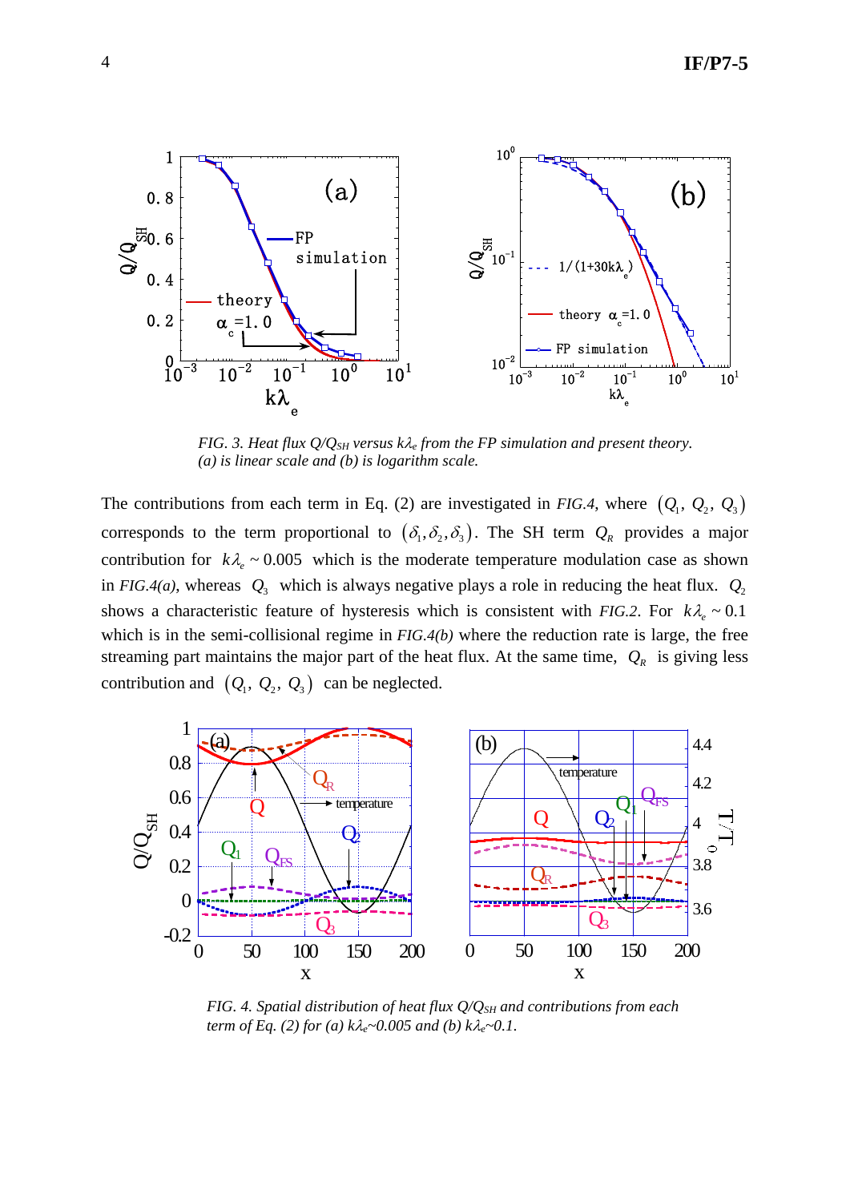*FIG. 3. Heat flux $Q/Q_{SH}$ versus $k\lambda_e$ from the FP simulation and present theory. (a) is linear scale and (b) is logarithm scale.*

The contributions from each term in Eq. (2) are investigated in *FIG.4*, where $(Q_1, Q_2, Q_3)$ corresponds to the term proportional to $(\delta_1, \delta_2, \delta_3)$. The SH term $Q_R$ provides a major contribution for $k\lambda_e \sim 0.005$ which is the moderate temperature modulation case as shown in *FIG.4(a)*, whereas $Q_3$ which is always negative plays a role in reducing the heat flux. $Q_2$ shows a characteristic feature of hysteresis which is consistent with *FIG.2*. For $k\lambda_e \sim 0.1$ which is in the semi-collisional regime in *FIG.4(b)* where the reduction rate is large, the free streaming part maintains the major part of the heat flux. At the same time, $Q_R$ is giving less contribution and $(Q_1, Q_2, Q_3)$ can be neglected.

*FIG. 4. Spatial distribution of heat flux $Q/Q_{SH}$ and contributions from each term of Eq. (2) for (a) $k\lambda_e$~0.005 and (b) $k\lambda_e$~0.1.*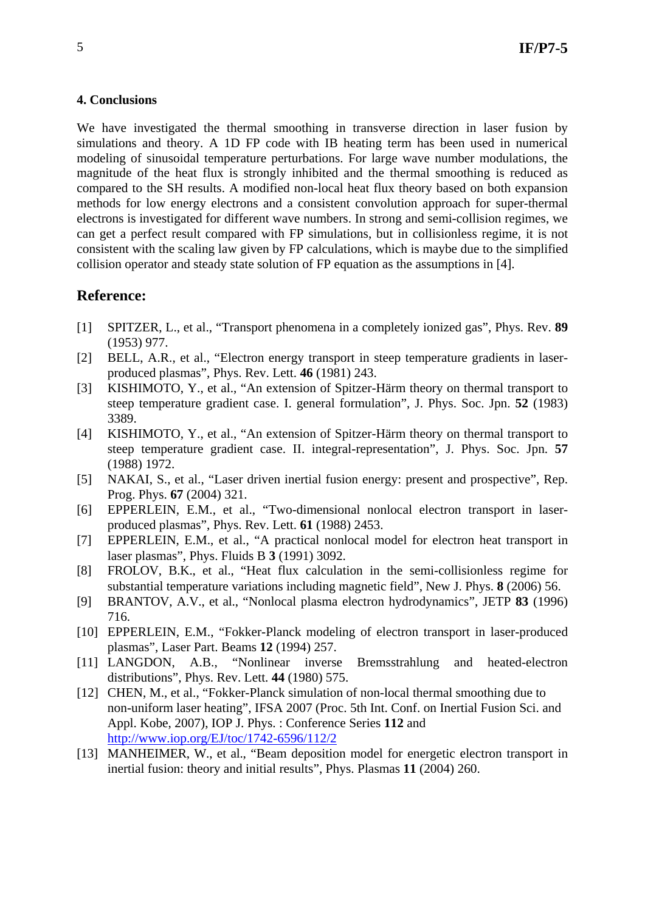### 4. Conclusions

We have investigated the thermal smoothing in transverse direction in laser fusion by simulations and theory. A 1D FP code with IB heating term has been used in numerical modeling of sinusoidal temperature perturbations. For large wave number modulations, the magnitude of the heat flux is strongly inhibited and the thermal smoothing is reduced as compared to the SH results. A modified non-local heat flux theory based on both expansion methods for low energy electrons and a consistent convolution approach for super-thermal electrons is investigated for different wave numbers. In strong and semi-collision regimes, we can get a perfect result compared with FP simulations, but in collisionless regime, it is not consistent with the scaling law given by FP calculations, which is maybe due to the simplified collision operator and steady state solution of FP equation as the assumptions in [4].

## Reference:

[1] SPITZER, L., et al., "Transport phenomena in a completely ionized gas", Phys. Rev. **89** (1953) 977.

[2] BELL, A.R., et al., "Electron energy transport in steep temperature gradients in laser-produced plasmas", Phys. Rev. Lett. **46** (1981) 243.

[3] KISHIMOTO, Y., et al., "An extension of Spitzer-Härm theory on thermal transport to steep temperature gradient case. I. general formulation", J. Phys. Soc. Jpn. **52** (1983) 3389.

[4] KISHIMOTO, Y., et al., "An extension of Spitzer-Härm theory on thermal transport to steep temperature gradient case. II. integral-representation", J. Phys. Soc. Jpn. **57** (1988) 1972.

[5] NAKAI, S., et al., "Laser driven inertial fusion energy: present and prospective", Rep. Prog. Phys. **67** (2004) 321.

[6] EPPERLEIN, E.M., et al., "Two-dimensional nonlocal electron transport in laser-produced plasmas", Phys. Rev. Lett. **61** (1988) 2453.

[7] EPPERLEIN, E.M., et al., "A practical nonlocal model for electron heat transport in laser plasmas", Phys. Fluids B **3** (1991) 3092.

[8] FROLOV, B.K., et al., "Heat flux calculation in the semi-collisionless regime for substantial temperature variations including magnetic field", New J. Phys. **8** (2006) 56.

[9] BRANTOV, A.V., et al., "Nonlocal plasma electron hydrodynamics", JETP **83** (1996) 716.

[10] EPPERLEIN, E.M., "Fokker-Planck modeling of electron transport in laser-produced plasmas", Laser Part. Beams **12** (1994) 257.

[11] LANGDON, A.B., "Nonlinear inverse Bremsstrahlung and heated-electron distributions", Phys. Rev. Lett. **44** (1980) 575.

[12] CHEN, M., et al., "Fokker-Planck simulation of non-local thermal smoothing due to non-uniform laser heating", IFSA 2007 (Proc. 5th Int. Conf. on Inertial Fusion Sci. and Appl. Kobe, 2007), IOP J. Phys. : Conference Series **112** and http://www.iop.org/EJ/toc/1742-6596/112/2

[13] MANHEIMER, W., et al., "Beam deposition model for energetic electron transport in inertial fusion: theory and initial results", Phys. Plasmas **11** (2004) 260.